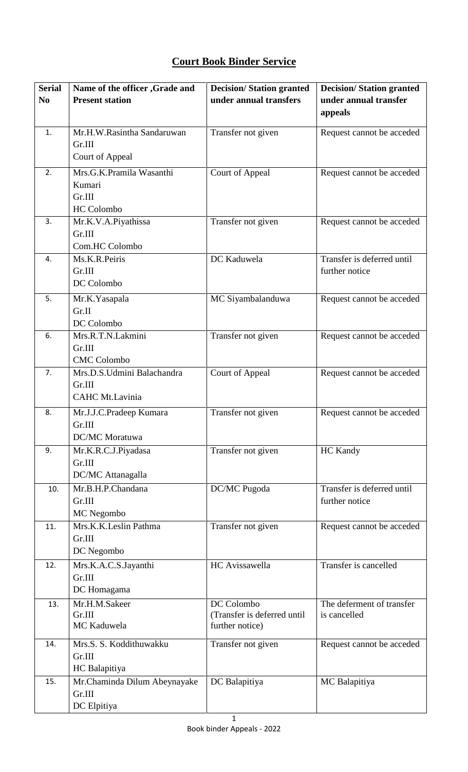## Court Book Binder Service

| Serial No | Name of the officer ,Grade and Present station | Decision/ Station granted under annual transfers | Decision/ Station granted under annual transfer appeals |
|---|---|---|---|
| 1. | Mr.H.W.Rasintha Sandaruwan Gr.III Court of Appeal | Transfer not given | Request cannot be acceded |
| 2. | Mrs.G.K.Pramila Wasanthi Kumari Gr.III HC Colombo | Court of Appeal | Request cannot be acceded |
| 3. | Mr.K.V.A.Piyathissa Gr.III Com.HC Colombo | Transfer not given | Request cannot be acceded |
| 4. | Ms.K.R.Peiris Gr.III DC Colombo | DC Kaduwela | Transfer is deferred until further notice |
| 5. | Mr.K.Yasapala Gr.II DC Colombo | MC Siyambalanduwa | Request cannot be acceded |
| 6. | Mrs.R.T.N.Lakmini Gr.III CMC Colombo | Transfer not given | Request cannot be acceded |
| 7. | Mrs.D.S.Udmini Balachandra Gr.III CAHC Mt.Lavinia | Court of Appeal | Request cannot be acceded |
| 8. | Mr.J.J.C.Pradeep Kumara Gr.III DC/MC Moratuwa | Transfer not given | Request cannot be acceded |
| 9. | Mr.K.R.C.J.Piyadasa Gr.III DC/MC Attanagalla | Transfer not given | HC Kandy |
| 10. | Mr.B.H.P.Chandana Gr.III MC Negombo | DC/MC Pugoda | Transfer is deferred until further notice |
| 11. | Mrs.K.K.Leslin Pathma Gr.III DC Negombo | Transfer not given | Request cannot be acceded |
| 12. | Mrs.K.A.C.S.Jayanthi Gr.III DC Homagama | HC Avissawella | Transfer is cancelled |
| 13. | Mr.H.M.Sakeer Gr.III MC Kaduwela | DC Colombo (Transfer is deferred until further notice) | The deferment of transfer is cancelled |
| 14. | Mrs.S. S. Koddithuwakku Gr.III HC Balapitiya | Transfer not given | Request cannot be acceded |
| 15. | Mr.Chaminda Dilum Abeynayake Gr.III DC Elpitiya | DC Balapitiya | MC Balapitiya |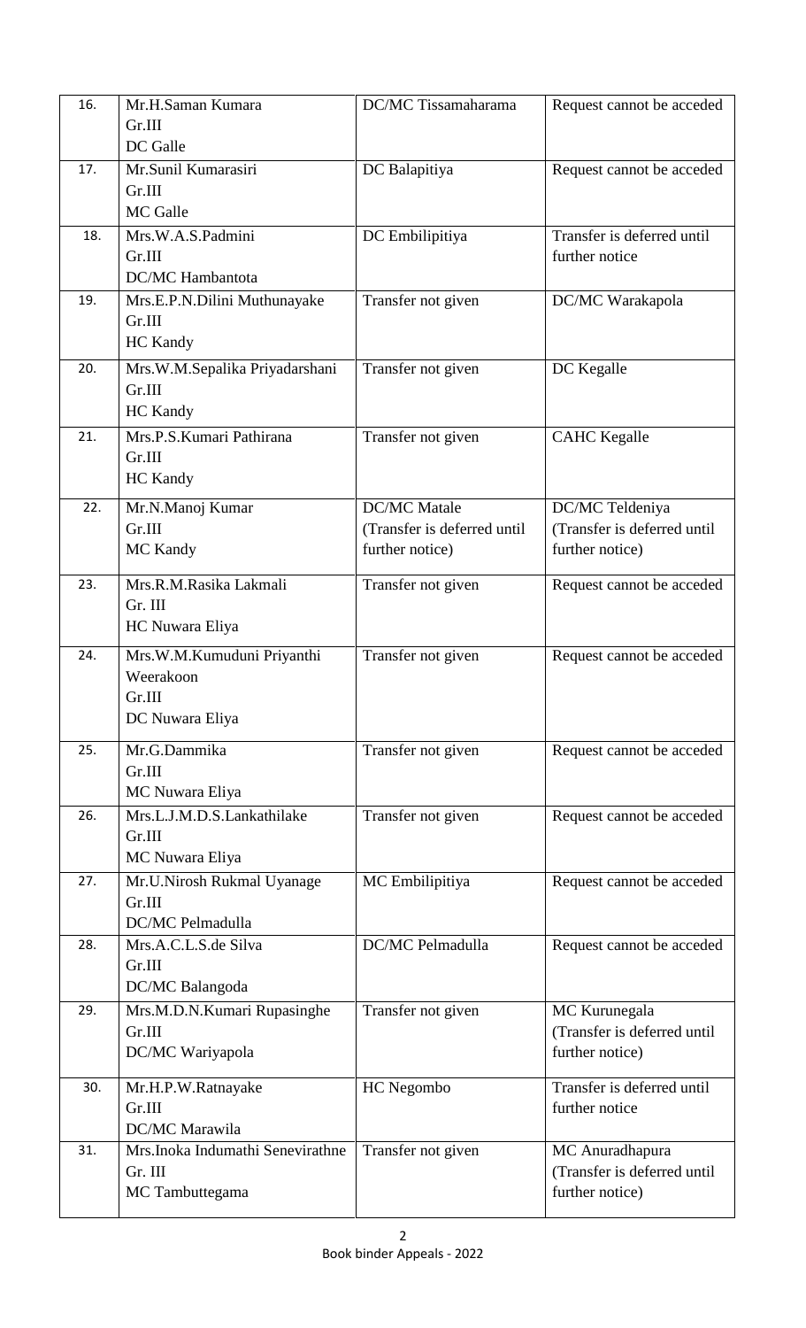| 16. | Mr.H.Saman Kumara<br>Gr.III<br>DC Galle | DC/MC Tissamaharama | Request cannot be acceded |
|---|---|---|---|
| 17. | Mr.Sunil Kumarasiri<br>Gr.III<br>MC Galle | DC Balapitiya | Request cannot be acceded |
| 18. | Mrs.W.A.S.Padmini<br>Gr.III<br>DC/MC Hambantota | DC Embilipitiya | Transfer is deferred until further notice |
| 19. | Mrs.E.P.N.Dilini Muthunayake<br>Gr.III<br>HC Kandy | Transfer not given | DC/MC Warakapola |
| 20. | Mrs.W.M.Sepalika Priyadarshani<br>Gr.III<br>HC Kandy | Transfer not given | DC Kegalle |
| 21. | Mrs.P.S.Kumari Pathirana<br>Gr.III<br>HC Kandy | Transfer not given | CAHC Kegalle |
| 22. | Mr.N.Manoj Kumar<br>Gr.III<br>MC Kandy | DC/MC Matale<br>(Transfer is deferred until further notice) | DC/MC Teldeniya<br>(Transfer is deferred until further notice) |
| 23. | Mrs.R.M.Rasika Lakmali<br>Gr. III<br>HC Nuwara Eliya | Transfer not given | Request cannot be acceded |
| 24. | Mrs.W.M.Kumuduni Priyanthi Weerakoon<br>Gr.III<br>DC Nuwara Eliya | Transfer not given | Request cannot be acceded |
| 25. | Mr.G.Dammika<br>Gr.III<br>MC Nuwara Eliya | Transfer not given | Request cannot be acceded |
| 26. | Mrs.L.J.M.D.S.Lankathilake<br>Gr.III<br>MC Nuwara Eliya | Transfer not given | Request cannot be acceded |
| 27. | Mr.U.Nirosh Rukmal Uyanage<br>Gr.III<br>DC/MC Pelmadulla | MC Embilipitiya | Request cannot be acceded |
| 28. | Mrs.A.C.L.S.de Silva<br>Gr.III<br>DC/MC Balangoda | DC/MC Pelmadulla | Request cannot be acceded |
| 29. | Mrs.M.D.N.Kumari Rupasinghe<br>Gr.III<br>DC/MC Wariyapola | Transfer not given | MC Kurunegala<br>(Transfer is deferred until further notice) |
| 30. | Mr.H.P.W.Ratnayake<br>Gr.III<br>DC/MC Marawila | HC Negombo | Transfer is deferred until further notice |
| 31. | Mrs.Inoka Indumathi Senevirathne<br>Gr. III<br>MC Tambuttegama | Transfer not given | MC Anuradhapura<br>(Transfer is deferred until further notice) |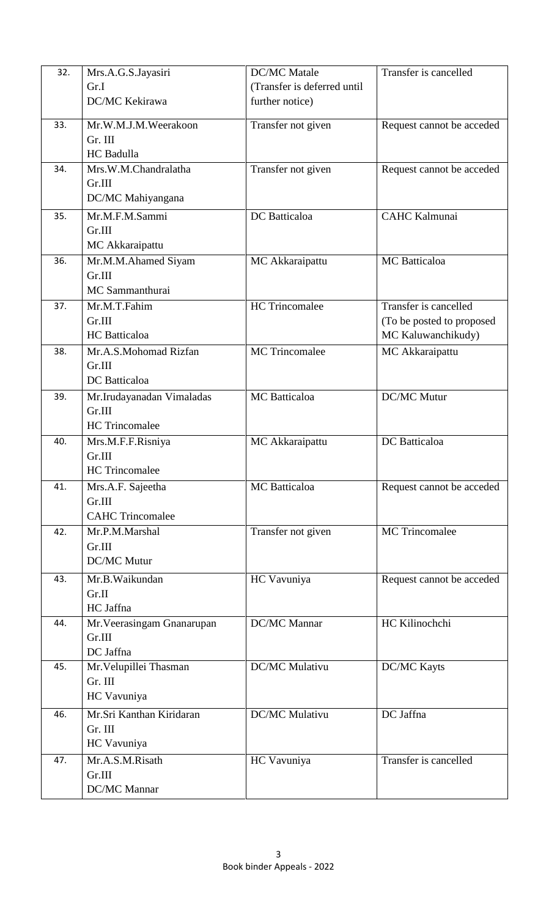| 32. | Mrs.A.G.S.Jayasiri<br>Gr.I<br>DC/MC Kekirawa | DC/MC Matale<br>(Transfer is deferred until further notice) | Transfer is cancelled |
|---|---|---|---|
| 33. | Mr.W.M.J.M.Weerakoon<br>Gr. III<br>HC Badulla | Transfer not given | Request cannot be acceded |
| 34. | Mrs.W.M.Chandralatha<br>Gr.III<br>DC/MC Mahiyangana | Transfer not given | Request cannot be acceded |
| 35. | Mr.M.F.M.Sammi<br>Gr.III<br>MC Akkaraipattu | DC Batticaloa | CAHC Kalmunai |
| 36. | Mr.M.M.Ahamed Siyam<br>Gr.III<br>MC Sammanthurai | MC Akkaraipattu | MC Batticaloa |
| 37. | Mr.M.T.Fahim<br>Gr.III<br>HC Batticaloa | HC Trincomalee | Transfer is cancelled<br>(To be posted to proposed MC Kaluwanchikudy) |
| 38. | Mr.A.S.Mohomad Rizfan<br>Gr.III<br>DC Batticaloa | MC Trincomalee | MC Akkaraipattu |
| 39. | Mr.Irudayanadan Vimaladas<br>Gr.III<br>HC Trincomalee | MC Batticaloa | DC/MC Mutur |
| 40. | Mrs.M.F.F.Risniya<br>Gr.III<br>HC Trincomalee | MC Akkaraipattu | DC Batticaloa |
| 41. | Mrs.A.F. Sajeetha<br>Gr.III<br>CAHC Trincomalee | MC Batticaloa | Request cannot be acceded |
| 42. | Mr.P.M.Marshal<br>Gr.III<br>DC/MC Mutur | Transfer not given | MC Trincomalee |
| 43. | Mr.B.Waikundan<br>Gr.II<br>HC Jaffna | HC Vavuniya | Request cannot be acceded |
| 44. | Mr.Veerasingam Gnanarupan<br>Gr.III<br>DC Jaffna | DC/MC Mannar | HC Kilinochchi |
| 45. | Mr.Velupillei Thasman<br>Gr. III<br>HC Vavuniya | DC/MC Mulativu | DC/MC Kayts |
| 46. | Mr.Sri Kanthan Kiridaran<br>Gr. III<br>HC Vavuniya | DC/MC Mulativu | DC Jaffna |
| 47. | Mr.A.S.M.Risath<br>Gr.III<br>DC/MC Mannar | HC Vavuniya | Transfer is cancelled |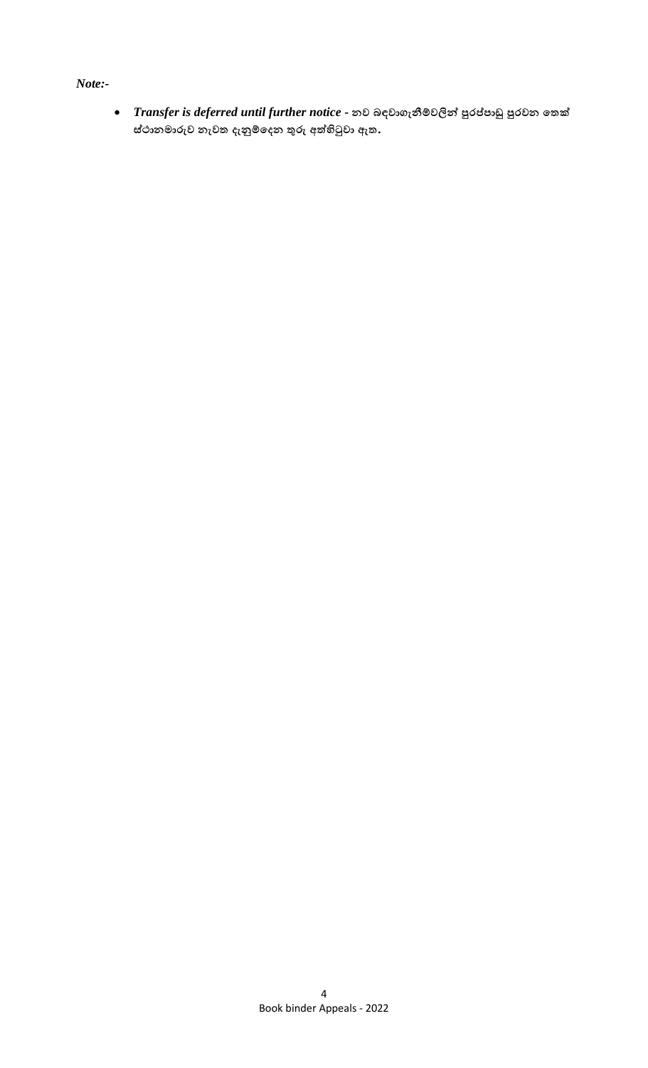*Note:-*

- ***Transfer is deferred until further notice*** - නව බඳවාගැනීම්වලින් පුරප්පාඩු පුරවන තෙක් ස්ථානමාරුව නැවත දැනුම්දෙන තුරු අත්හිටුවා ඇත.